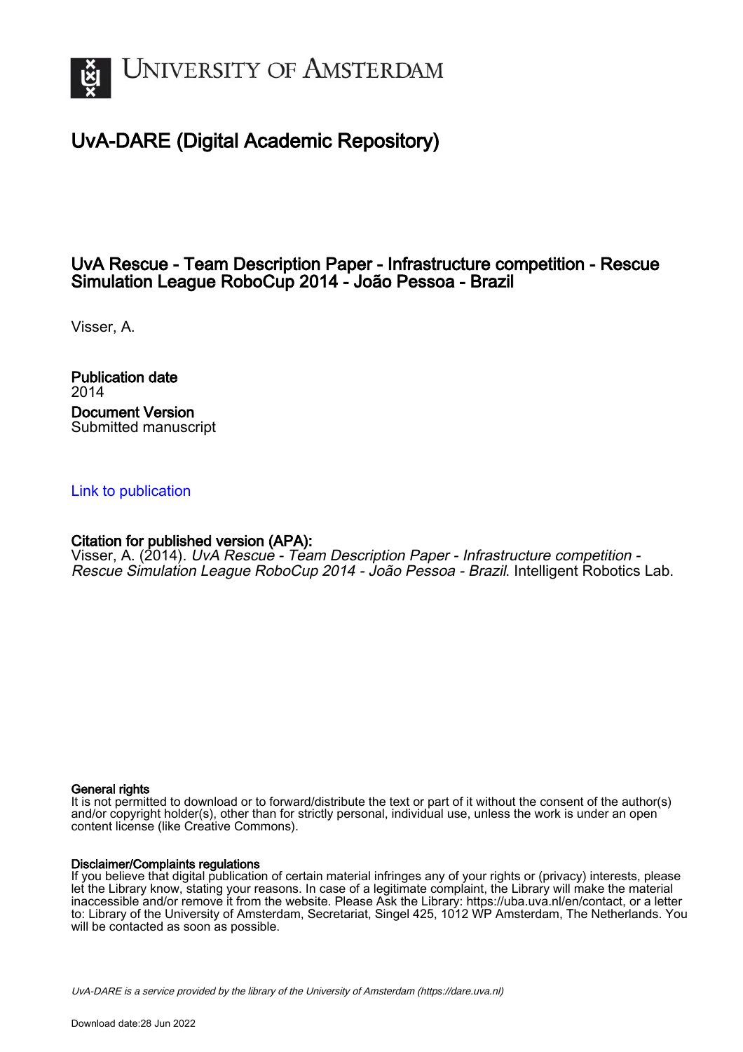# UvA-DARE (Digital Academic Repository)

## UvA Rescue - Team Description Paper - Infrastructure competition - Rescue Simulation League RoboCup 2014 - João Pessoa - Brazil

Visser, A.

**Publication date**
2014

**Document Version**
Submitted manuscript

[Link to publication]

**Citation for published version (APA):**
Visser, A. (2014). *UvA Rescue - Team Description Paper - Infrastructure competition - Rescue Simulation League RoboCup 2014 - João Pessoa - Brazil*. Intelligent Robotics Lab.

**General rights**
It is not permitted to download or to forward/distribute the text or part of it without the consent of the author(s) and/or copyright holder(s), other than for strictly personal, individual use, unless the work is under an open content license (like Creative Commons).

**Disclaimer/Complaints regulations**
If you believe that digital publication of certain material infringes any of your rights or (privacy) interests, please let the Library know, stating your reasons. In case of a legitimate complaint, the Library will make the material inaccessible and/or remove it from the website. Please Ask the Library: https://uba.uva.nl/en/contact, or a letter to: Library of the University of Amsterdam, Secretariat, Singel 425, 1012 WP Amsterdam, The Netherlands. You will be contacted as soon as possible.

*UvA-DARE is a service provided by the library of the University of Amsterdam (https://dare.uva.nl)*

Download date:28 Jun 2022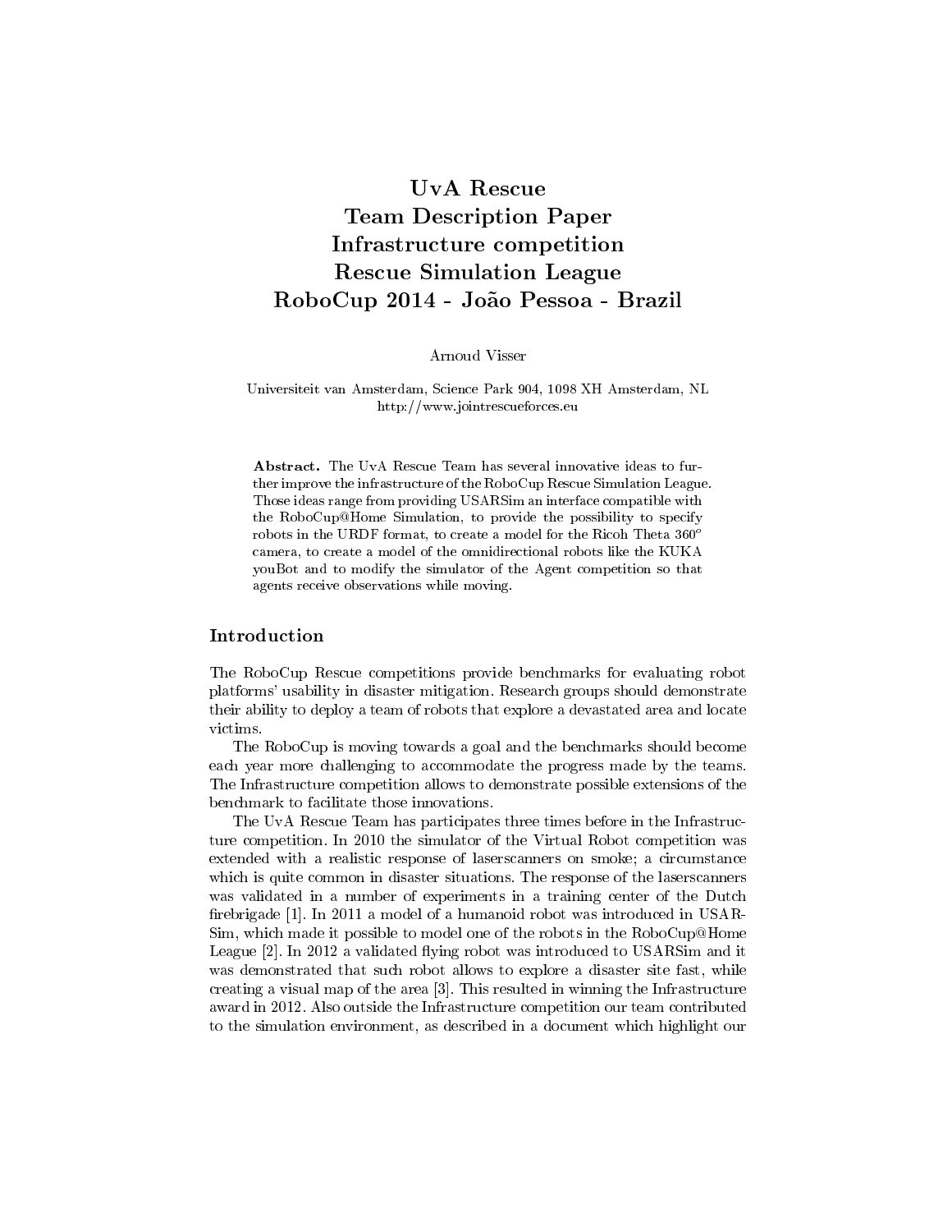# UvA Rescue
# Team Description Paper
# Infrastructure competition
# Rescue Simulation League
# RoboCup 2014 - João Pessoa - Brazil

Arnoud Visser

Universiteit van Amsterdam, Science Park 904, 1098 XH Amsterdam, NL
http://www.jointrescueforces.eu

**Abstract.** The UvA Rescue Team has several innovative ideas to further improve the infrastructure of the RoboCup Rescue Simulation League. Those ideas range from providing USARSim an interface compatible with the RoboCup@Home Simulation, to provide the possibility to specify robots in the URDF format, to create a model for the Ricoh Theta 360$^o$ camera, to create a model of the omnidirectional robots like the KUKA youBot and to modify the simulator of the Agent competition so that agents receive observations while moving.

## Introduction

The RoboCup Rescue competitions provide benchmarks for evaluating robot platforms' usability in disaster mitigation. Research groups should demonstrate their ability to deploy a team of robots that explore a devastated area and locate victims.

The RoboCup is moving towards a goal and the benchmarks should become each year more challenging to accommodate the progress made by the teams. The Infrastructure competition allows to demonstrate possible extensions of the benchmark to facilitate those innovations.

The UvA Rescue Team has participates three times before in the Infrastructure competition. In 2010 the simulator of the Virtual Robot competition was extended with a realistic response of laserscanners on smoke; a circumstance which is quite common in disaster situations. The response of the laserscanners was validated in a number of experiments in a training center of the Dutch firebrigade [1]. In 2011 a model of a humanoid robot was introduced in USARSim, which made it possible to model one of the robots in the RoboCup@Home League [2]. In 2012 a validated flying robot was introduced to USARSim and it was demonstrated that such robot allows to explore a disaster site fast, while creating a visual map of the area [3]. This resulted in winning the Infrastructure award in 2012. Also outside the Infrastructure competition our team contributed to the simulation environment, as described in a document which highlight our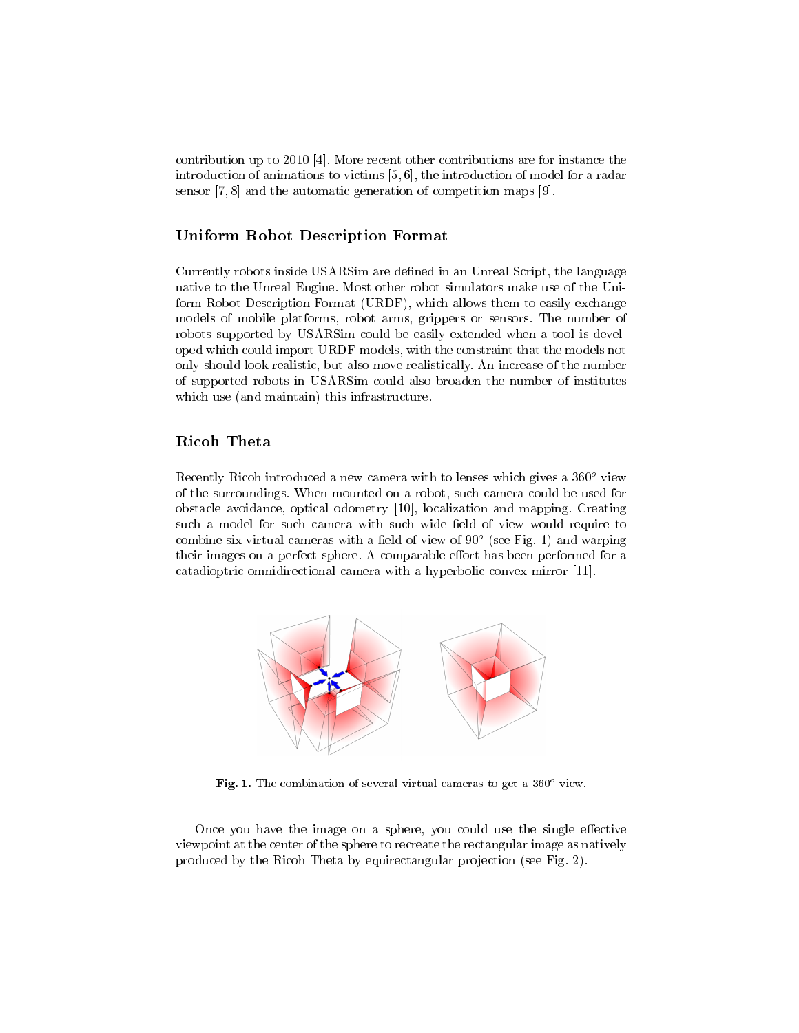contribution up to 2010 [4]. More recent other contributions are for instance the introduction of animations to victims [5, 6], the introduction of model for a radar sensor [7, 8] and the automatic generation of competition maps [9].

## Uniform Robot Description Format

Currently robots inside USARSim are defined in an Unreal Script, the language native to the Unreal Engine. Most other robot simulators make use of the Uniform Robot Description Format (URDF), which allows them to easily exchange models of mobile platforms, robot arms, grippers or sensors. The number of robots supported by USARSim could be easily extended when a tool is developed which could import URDF-models, with the constraint that the models not only should look realistic, but also move realistically. An increase of the number of supported robots in USARSim could also broaden the number of institutes which use (and maintain) this infrastructure.

## Ricoh Theta

Recently Ricoh introduced a new camera with to lenses which gives a $360^o$ view of the surroundings. When mounted on a robot, such camera could be used for obstacle avoidance, optical odometry [10], localization and mapping. Creating such a model for such camera with such wide field of view would require to combine six virtual cameras with a field of view of $90^o$ (see Fig. 1) and warping their images on a perfect sphere. A comparable effort has been performed for a catadioptric omnidirectional camera with a hyperbolic convex mirror [11].

**Fig. 1.** The combination of several virtual cameras to get a $360^o$ view.

Once you have the image on a sphere, you could use the single effective viewpoint at the center of the sphere to recreate the rectangular image as natively produced by the Ricoh Theta by equirectangular projection (see Fig. 2).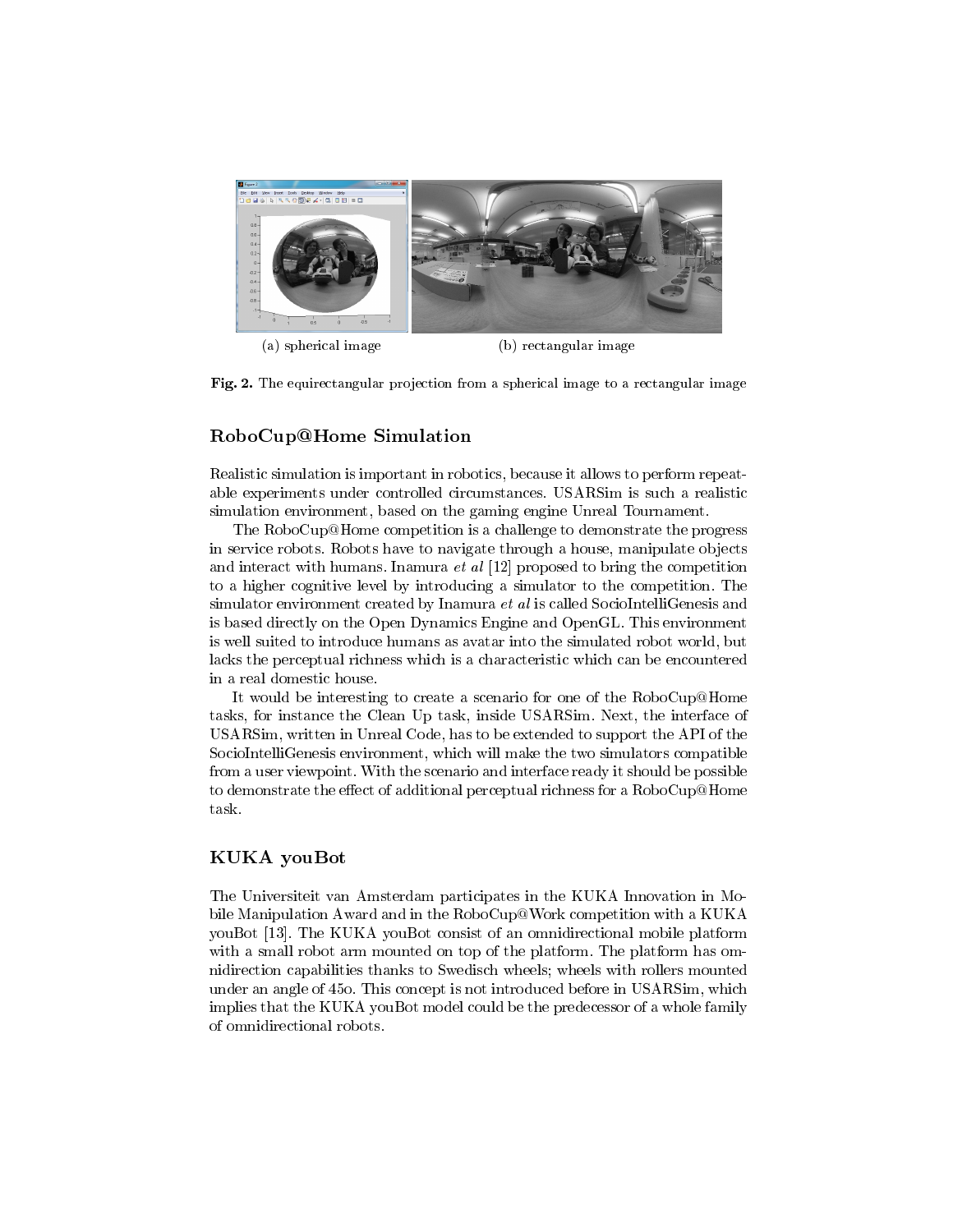(a) spherical image

(b) rectangular image

**Fig. 2.** The equirectangular projection from a spherical image to a rectangular image

## RoboCup@Home Simulation

Realistic simulation is important in robotics, because it allows to perform repeatable experiments under controlled circumstances. USARSim is such a realistic simulation environment, based on the gaming engine Unreal Tournament.

The RoboCup@Home competition is a challenge to demonstrate the progress in service robots. Robots have to navigate through a house, manipulate objects and interact with humans. Inamura *et al* [12] proposed to bring the competition to a higher cognitive level by introducing a simulator to the competition. The simulator environment created by Inamura *et al* is called SocioIntelliGenesis and is based directly on the Open Dynamics Engine and OpenGL. This environment is well suited to introduce humans as avatar into the simulated robot world, but lacks the perceptual richness which is a characteristic which can be encountered in a real domestic house.

It would be interesting to create a scenario for one of the RoboCup@Home tasks, for instance the Clean Up task, inside USARSim. Next, the interface of USARSim, written in Unreal Code, has to be extended to support the API of the SocioIntelliGenesis environment, which will make the two simulators compatible from a user viewpoint. With the scenario and interface ready it should be possible to demonstrate the effect of additional perceptual richness for a RoboCup@Home task.

## KUKA youBot

The Universiteit van Amsterdam participates in the KUKA Innovation in Mobile Manipulation Award and in the RoboCup@Work competition with a KUKA youBot [13]. The KUKA youBot consist of an omnidirectional mobile platform with a small robot arm mounted on top of the platform. The platform has omnidirection capabilities thanks to Swedisch wheels; wheels with rollers mounted under an angle of 45o. This concept is not introduced before in USARSim, which implies that the KUKA youBot model could be the predecessor of a whole family of omnidirectional robots.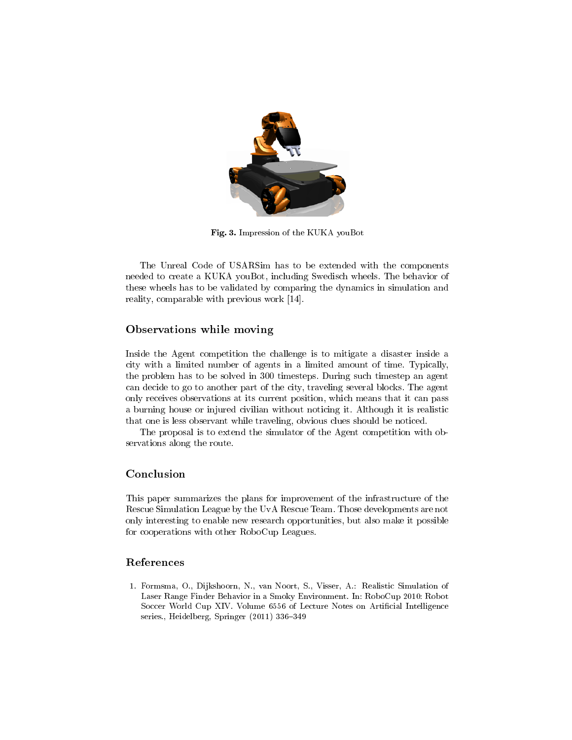**Fig. 3.** Impression of the KUKA youBot

The Unreal Code of USARSim has to be extended with the components needed to create a KUKA youBot, including Swedisch wheels. The behavior of these wheels has to be validated by comparing the dynamics in simulation and reality, comparable with previous work [14].

## Observations while moving

Inside the Agent competition the challenge is to mitigate a disaster inside a city with a limited number of agents in a limited amount of time. Typically, the problem has to be solved in 300 timesteps. During such timestep an agent can decide to go to another part of the city, traveling several blocks. The agent only receives observations at its current position, which means that it can pass a burning house or injured civilian without noticing it. Although it is realistic that one is less observant while traveling, obvious clues should be noticed.

The proposal is to extend the simulator of the Agent competition with observations along the route.

## Conclusion

This paper summarizes the plans for improvement of the infrastructure of the Rescue Simulation League by the UvA Rescue Team. Those developments are not only interesting to enable new research opportunities, but also make it possible for cooperations with other RoboCup Leagues.

## References

1. Formsma, O., Dijkshoorn, N., van Noort, S., Visser, A.: Realistic Simulation of Laser Range Finder Behavior in a Smoky Environment. In: RoboCup 2010: Robot Soccer World Cup XIV. Volume 6556 of Lecture Notes on Artificial Intelligence series., Heidelberg, Springer (2011) 336–349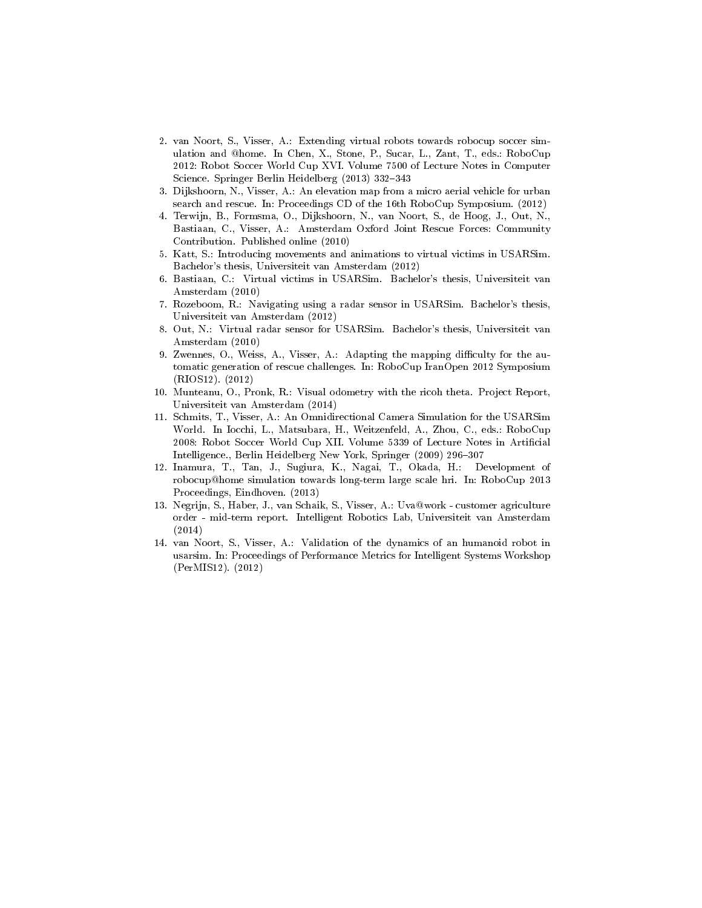2. van Noort, S., Visser, A.: Extending virtual robots towards robocup soccer simulation and @home. In Chen, X., Stone, P., Sucar, L., Zant, T., eds.: RoboCup 2012: Robot Soccer World Cup XVI. Volume 7500 of Lecture Notes in Computer Science. Springer Berlin Heidelberg (2013) 332–343
3. Dijkshoorn, N., Visser, A.: An elevation map from a micro aerial vehicle for urban search and rescue. In: Proceedings CD of the 16th RoboCup Symposium. (2012)
4. Terwijn, B., Formsma, O., Dijkshoorn, N., van Noort, S., de Hoog, J., Out, N., Bastiaan, C., Visser, A.: Amsterdam Oxford Joint Rescue Forces: Community Contribution. Published online (2010)
5. Katt, S.: Introducing movements and animations to virtual victims in USARSim. Bachelor's thesis, Universiteit van Amsterdam (2012)
6. Bastiaan, C.: Virtual victims in USARSim. Bachelor's thesis, Universiteit van Amsterdam (2010)
7. Rozeboom, R.: Navigating using a radar sensor in USARSim. Bachelor's thesis, Universiteit van Amsterdam (2012)
8. Out, N.: Virtual radar sensor for USARSim. Bachelor's thesis, Universiteit van Amsterdam (2010)
9. Zwennes, O., Weiss, A., Visser, A.: Adapting the mapping difficulty for the automatic generation of rescue challenges. In: RoboCup IranOpen 2012 Symposium (RIOS12). (2012)
10. Munteanu, O., Pronk, R.: Visual odometry with the ricoh theta. Project Report, Universiteit van Amsterdam (2014)
11. Schmits, T., Visser, A.: An Omnidirectional Camera Simulation for the USARSim World. In Iocchi, L., Matsubara, H., Weitzenfeld, A., Zhou, C., eds.: RoboCup 2008: Robot Soccer World Cup XII. Volume 5339 of Lecture Notes in Artificial Intelligence., Berlin Heidelberg New York, Springer (2009) 296–307
12. Inamura, T., Tan, J., Sugiura, K., Nagai, T., Okada, H.: Development of robocup@home simulation towards long-term large scale hri. In: RoboCup 2013 Proceedings, Eindhoven. (2013)
13. Negrijn, S., Haber, J., van Schaik, S., Visser, A.: Uva@work - customer agriculture order - mid-term report. Intelligent Robotics Lab, Universiteit van Amsterdam (2014)
14. van Noort, S., Visser, A.: Validation of the dynamics of an humanoid robot in usarsim. In: Proceedings of Performance Metrics for Intelligent Systems Workshop (PerMIS12). (2012)